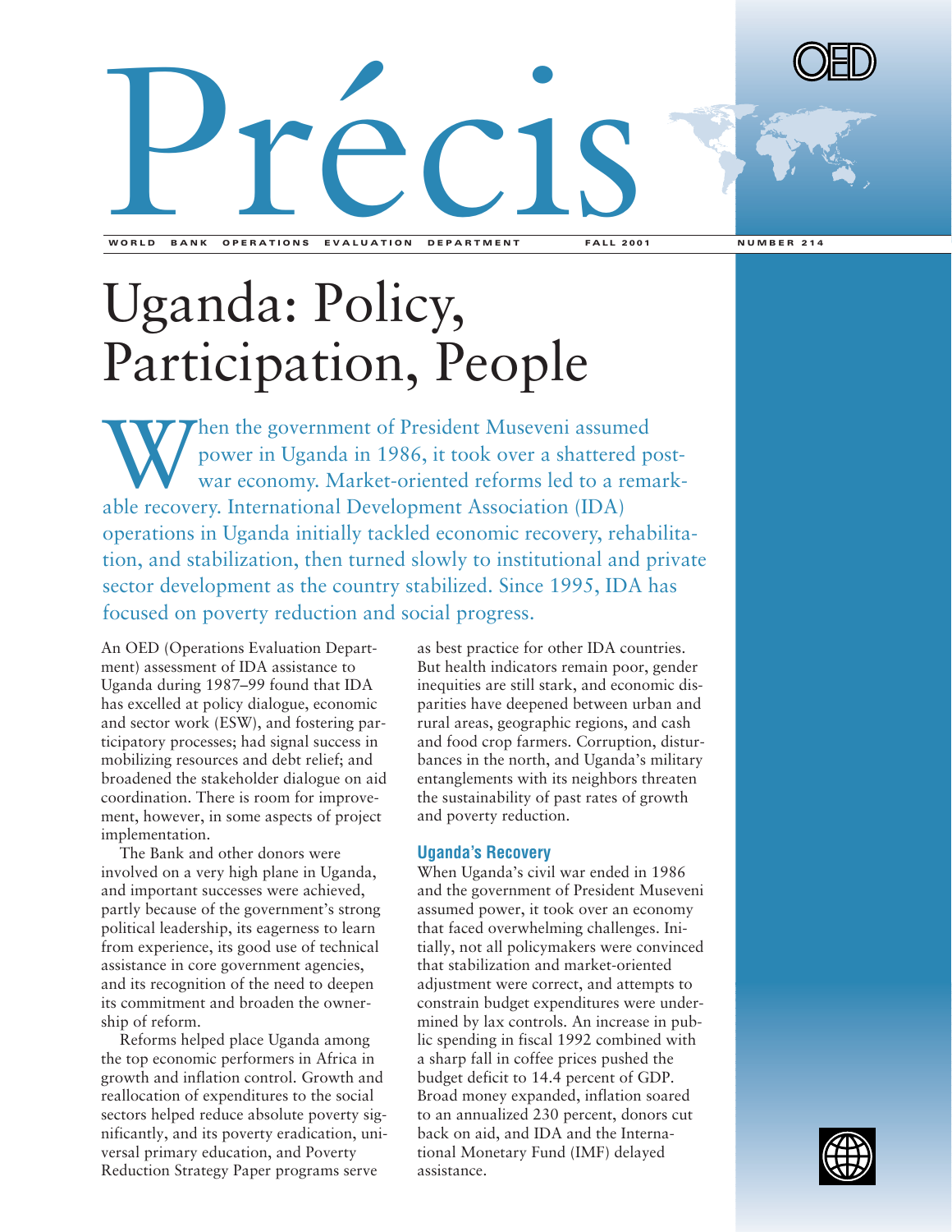# Précis

WORLD BANK OPERATIONS EVALUATION DEPARTMENT FALL 2001 NUMBER 214

# Uganda: Policy, Participation, People

When the government of President Museveni assumed power in Uganda in 1986, it took over a shattered post-war economy. Market-oriented reforms led to a remarkable recovery. International Development Association (IDA) operations in Uganda initially tackled economic recovery, rehabilitation, and stabilization, then turned slowly to institutional and private sector development as the country stabilized. Since 1995, IDA has focused on poverty reduction and social progress.

An OED (Operations Evaluation Department) assessment of IDA assistance to Uganda during 1987–99 found that IDA has excelled at policy dialogue, economic and sector work (ESW), and fostering participatory processes; had signal success in mobilizing resources and debt relief; and broadened the stakeholder dialogue on aid coordination. There is room for improvement, however, in some aspects of project implementation.

The Bank and other donors were involved on a very high plane in Uganda, and important successes were achieved, partly because of the government's strong political leadership, its eagerness to learn from experience, its good use of technical assistance in core government agencies, and its recognition of the need to deepen its commitment and broaden the ownership of reform.

Reforms helped place Uganda among the top economic performers in Africa in growth and inflation control. Growth and reallocation of expenditures to the social sectors helped reduce absolute poverty significantly, and its poverty eradication, universal primary education, and Poverty Reduction Strategy Paper programs serve as best practice for other IDA countries. But health indicators remain poor, gender inequities are still stark, and economic disparities have deepened between urban and rural areas, geographic regions, and cash and food crop farmers. Corruption, disturbances in the north, and Uganda's military entanglements with its neighbors threaten the sustainability of past rates of growth and poverty reduction.

## Uganda's Recovery

When Uganda's civil war ended in 1986 and the government of President Museveni assumed power, it took over an economy that faced overwhelming challenges. Initially, not all policymakers were convinced that stabilization and market-oriented adjustment were correct, and attempts to constrain budget expenditures were undermined by lax controls. An increase in public spending in fiscal 1992 combined with a sharp fall in coffee prices pushed the budget deficit to 14.4 percent of GDP. Broad money expanded, inflation soared to an annualized 230 percent, donors cut back on aid, and IDA and the International Monetary Fund (IMF) delayed assistance.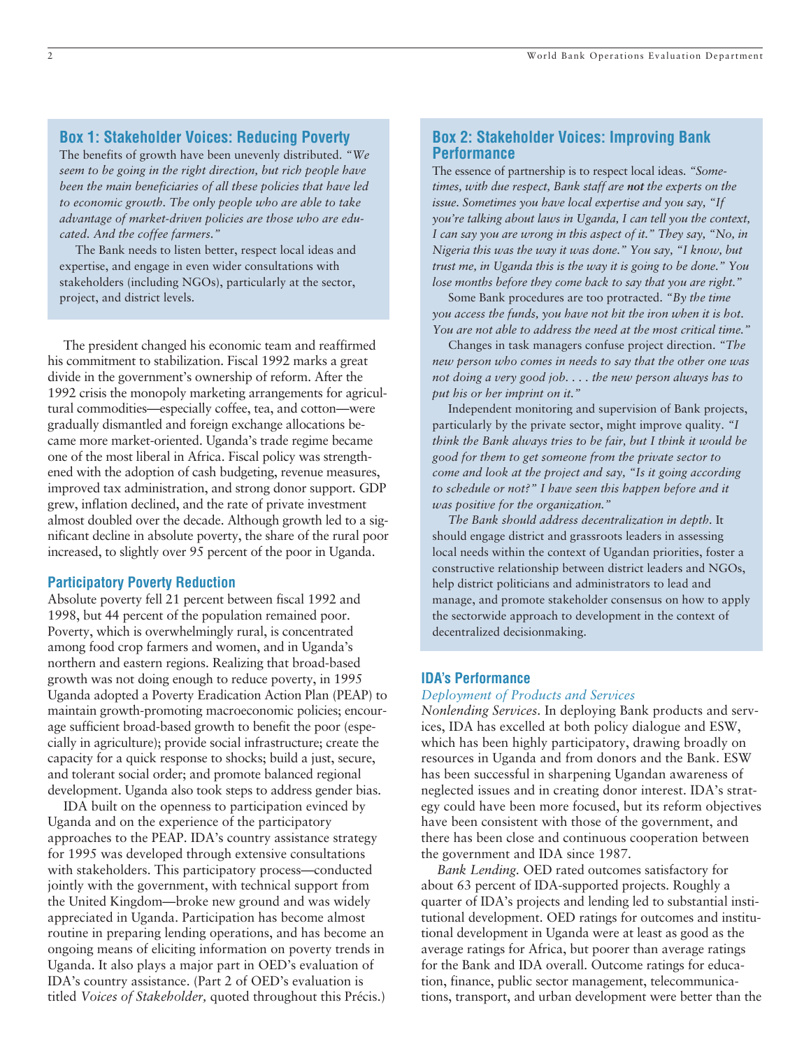### Box 1: Stakeholder Voices: Reducing Poverty

The benefits of growth have been unevenly distributed. *"We seem to be going in the right direction, but rich people have been the main beneficiaries of all these policies that have led to economic growth. The only people who are able to take advantage of market-driven policies are those who are educated. And the coffee farmers."*

The Bank needs to listen better, respect local ideas and expertise, and engage in even wider consultations with stakeholders (including NGOs), particularly at the sector, project, and district levels.

The president changed his economic team and reaffirmed his commitment to stabilization. Fiscal 1992 marks a great divide in the government's ownership of reform. After the 1992 crisis the monopoly marketing arrangements for agricultural commodities—especially coffee, tea, and cotton—were gradually dismantled and foreign exchange allocations became more market-oriented. Uganda's trade regime became one of the most liberal in Africa. Fiscal policy was strengthened with the adoption of cash budgeting, revenue measures, improved tax administration, and strong donor support. GDP grew, inflation declined, and the rate of private investment almost doubled over the decade. Although growth led to a significant decline in absolute poverty, the share of the rural poor increased, to slightly over 95 percent of the poor in Uganda.

### Participatory Poverty Reduction

Absolute poverty fell 21 percent between fiscal 1992 and 1998, but 44 percent of the population remained poor. Poverty, which is overwhelmingly rural, is concentrated among food crop farmers and women, and in Uganda's northern and eastern regions. Realizing that broad-based growth was not doing enough to reduce poverty, in 1995 Uganda adopted a Poverty Eradication Action Plan (PEAP) to maintain growth-promoting macroeconomic policies; encourage sufficient broad-based growth to benefit the poor (especially in agriculture); provide social infrastructure; create the capacity for a quick response to shocks; build a just, secure, and tolerant social order; and promote balanced regional development. Uganda also took steps to address gender bias.

IDA built on the openness to participation evinced by Uganda and on the experience of the participatory approaches to the PEAP. IDA's country assistance strategy for 1995 was developed through extensive consultations with stakeholders. This participatory process—conducted jointly with the government, with technical support from the United Kingdom—broke new ground and was widely appreciated in Uganda. Participation has become almost routine in preparing lending operations, and has become an ongoing means of eliciting information on poverty trends in Uganda. It also plays a major part in OED's evaluation of IDA's country assistance. (Part 2 of OED's evaluation is titled *Voices of Stakeholder,* quoted throughout this Précis.)

### Box 2: Stakeholder Voices: Improving Bank Performance

The essence of partnership is to respect local ideas. *"Sometimes, with due respect, Bank staff are **not** the experts on the issue. Sometimes you have local expertise and you say, "If you're talking about laws in Uganda, I can tell you the context, I can say you are wrong in this aspect of it." They say, "No, in Nigeria this was the way it was done." You say, "I know, but trust me, in Uganda this is the way it is going to be done." You lose months before they come back to say that you are right."*

Some Bank procedures are too protracted. *"By the time you access the funds, you have not hit the iron when it is hot. You are not able to address the need at the most critical time."*

Changes in task managers confuse project direction. *"The new person who comes in needs to say that the other one was not doing a very good job. . . . the new person always has to put his or her imprint on it."*

Independent monitoring and supervision of Bank projects, particularly by the private sector, might improve quality. *"I think the Bank always tries to be fair, but I think it would be good for them to get someone from the private sector to come and look at the project and say, "Is it going according to schedule or not?" I have seen this happen before and it was positive for the organization."*

*The Bank should address decentralization in depth.* It should engage district and grassroots leaders in assessing local needs within the context of Ugandan priorities, foster a constructive relationship between district leaders and NGOs, help district politicians and administrators to lead and manage, and promote stakeholder consensus on how to apply the sectorwide approach to development in the context of decentralized decisionmaking.

### IDA's Performance

*Deployment of Products and Services*

*Nonlending Services.* In deploying Bank products and services, IDA has excelled at both policy dialogue and ESW, which has been highly participatory, drawing broadly on resources in Uganda and from donors and the Bank. ESW has been successful in sharpening Ugandan awareness of neglected issues and in creating donor interest. IDA's strategy could have been more focused, but its reform objectives have been consistent with those of the government, and there has been close and continuous cooperation between the government and IDA since 1987.

*Bank Lending.* OED rated outcomes satisfactory for about 63 percent of IDA-supported projects. Roughly a quarter of IDA's projects and lending led to substantial institutional development. OED ratings for outcomes and institutional development in Uganda were at least as good as the average ratings for Africa, but poorer than average ratings for the Bank and IDA overall. Outcome ratings for education, finance, public sector management, telecommunications, transport, and urban development were better than the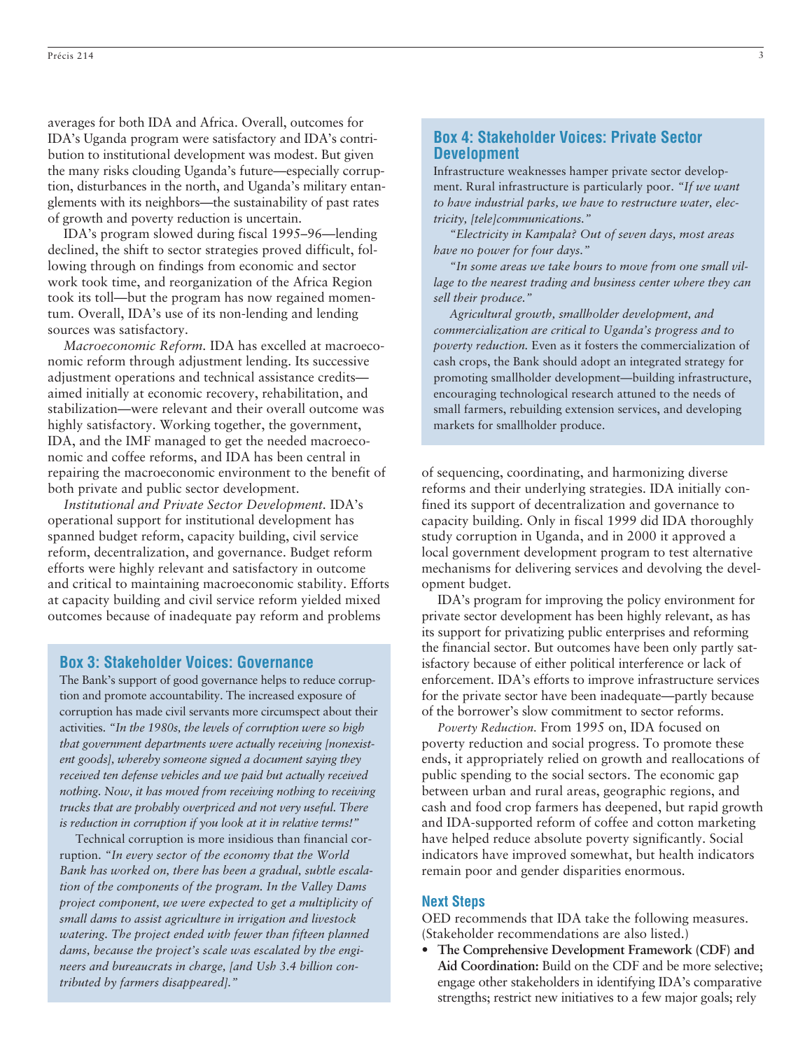averages for both IDA and Africa. Overall, outcomes for IDA's Uganda program were satisfactory and IDA's contribution to institutional development was modest. But given the many risks clouding Uganda's future—especially corruption, disturbances in the north, and Uganda's military entanglements with its neighbors—the sustainability of past rates of growth and poverty reduction is uncertain.

IDA's program slowed during fiscal 1995–96—lending declined, the shift to sector strategies proved difficult, following through on findings from economic and sector work took time, and reorganization of the Africa Region took its toll—but the program has now regained momentum. Overall, IDA's use of its non-lending and lending sources was satisfactory.

*Macroeconomic Reform.* IDA has excelled at macroeconomic reform through adjustment lending. Its successive adjustment operations and technical assistance credits—aimed initially at economic recovery, rehabilitation, and stabilization—were relevant and their overall outcome was highly satisfactory. Working together, the government, IDA, and the IMF managed to get the needed macroeconomic and coffee reforms, and IDA has been central in repairing the macroeconomic environment to the benefit of both private and public sector development.

*Institutional and Private Sector Development.* IDA's operational support for institutional development has spanned budget reform, capacity building, civil service reform, decentralization, and governance. Budget reform efforts were highly relevant and satisfactory in outcome and critical to maintaining macroeconomic stability. Efforts at capacity building and civil service reform yielded mixed outcomes because of inadequate pay reform and problems of sequencing, coordinating, and harmonizing diverse reforms and their underlying strategies. IDA initially confined its support of decentralization and governance to capacity building. Only in fiscal 1999 did IDA thoroughly study corruption in Uganda, and in 2000 it approved a local government development program to test alternative mechanisms for delivering services and devolving the development budget.

IDA's program for improving the policy environment for private sector development has been highly relevant, as has its support for privatizing public enterprises and reforming the financial sector. But outcomes have been only partly satisfactory because of either political interference or lack of enforcement. IDA's efforts to improve infrastructure services for the private sector have been inadequate—partly because of the borrower's slow commitment to sector reforms.

*Poverty Reduction.* From 1995 on, IDA focused on poverty reduction and social progress. To promote these ends, it appropriately relied on growth and reallocations of public spending to the social sectors. The economic gap between urban and rural areas, geographic regions, and cash and food crop farmers has deepened, but rapid growth and IDA-supported reform of coffee and cotton marketing have helped reduce absolute poverty significantly. Social indicators have improved somewhat, but health indicators remain poor and gender disparities enormous.

### Box 3: Stakeholder Voices: Governance

The Bank's support of good governance helps to reduce corruption and promote accountability. The increased exposure of corruption has made civil servants more circumspect about their activities. *"In the 1980s, the levels of corruption were so high that government departments were actually receiving [nonexistent goods], whereby someone signed a document saying they received ten defense vehicles and we paid but actually received nothing. Now, it has moved from receiving nothing to receiving trucks that are probably overpriced and not very useful. There is reduction in corruption if you look at it in relative terms!"*

Technical corruption is more insidious than financial corruption. *"In every sector of the economy that the World Bank has worked on, there has been a gradual, subtle escalation of the components of the program. In the Valley Dams project component, we were expected to get a multiplicity of small dams to assist agriculture in irrigation and livestock watering. The project ended with fewer than fifteen planned dams, because the project's scale was escalated by the engineers and bureaucrats in charge, [and Ush 3.4 billion contributed by farmers disappeared]."*

### Box 4: Stakeholder Voices: Private Sector Development

Infrastructure weaknesses hamper private sector development. Rural infrastructure is particularly poor. *"If we want to have industrial parks, we have to restructure water, electricity, [tele]communications."*

*"Electricity in Kampala? Out of seven days, most areas have no power for four days."*

*"In some areas we take hours to move from one small village to the nearest trading and business center where they can sell their produce."*

*Agricultural growth, smallholder development, and commercialization are critical to Uganda's progress and to poverty reduction.* Even as it fosters the commercialization of cash crops, the Bank should adopt an integrated strategy for promoting smallholder development—building infrastructure, encouraging technological research attuned to the needs of small farmers, rebuilding extension services, and developing markets for smallholder produce.

### Next Steps

OED recommends that IDA take the following measures. (Stakeholder recommendations are also listed.)

- **The Comprehensive Development Framework (CDF) and Aid Coordination:** Build on the CDF and be more selective; engage other stakeholders in identifying IDA's comparative strengths; restrict new initiatives to a few major goals; rely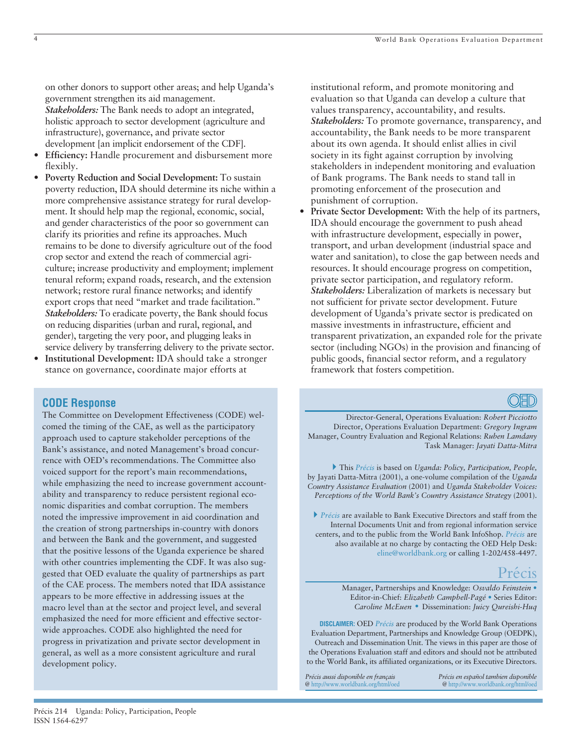on other donors to support other areas; and help Uganda's government strengthen its aid management.
*Stakeholders:* The Bank needs to adopt an integrated, holistic approach to sector development (agriculture and infrastructure), governance, and private sector development [an implicit endorsement of the CDF].

- **Efficiency:** Handle procurement and disbursement more flexibly.
- **Poverty Reduction and Social Development:** To sustain poverty reduction, IDA should determine its niche within a more comprehensive assistance strategy for rural development. It should help map the regional, economic, social, and gender characteristics of the poor so government can clarify its priorities and refine its approaches. Much remains to be done to diversify agriculture out of the food crop sector and extend the reach of commercial agriculture; increase productivity and employment; implement tenural reform; expand roads, research, and the extension network; restore rural finance networks; and identify export crops that need "market and trade facilitation."
*Stakeholders:* To eradicate poverty, the Bank should focus on reducing disparities (urban and rural, regional, and gender), targeting the very poor, and plugging leaks in service delivery by transferring delivery to the private sector.
- **Institutional Development:** IDA should take a stronger stance on governance, coordinate major efforts at institutional reform, and promote monitoring and evaluation so that Uganda can develop a culture that values transparency, accountability, and results.
*Stakeholders:* To promote governance, transparency, and accountability, the Bank needs to be more transparent about its own agenda. It should enlist allies in civil society in its fight against corruption by involving stakeholders in independent monitoring and evaluation of Bank programs. The Bank needs to stand tall in promoting enforcement of the prosecution and punishment of corruption.
- **Private Sector Development:** With the help of its partners, IDA should encourage the government to push ahead with infrastructure development, especially in power, transport, and urban development (industrial space and water and sanitation), to close the gap between needs and resources. It should encourage progress on competition, private sector participation, and regulatory reform.
*Stakeholders:* Liberalization of markets is necessary but not sufficient for private sector development. Future development of Uganda's private sector is predicated on massive investments in infrastructure, efficient and transparent privatization, an expanded role for the private sector (including NGOs) in the provision and financing of public goods, financial sector reform, and a regulatory framework that fosters competition.

## CODE Response

The Committee on Development Effectiveness (CODE) welcomed the timing of the CAE, as well as the participatory approach used to capture stakeholder perceptions of the Bank's assistance, and noted Management's broad concurrence with OED's recommendations. The Committee also voiced support for the report's main recommendations, while emphasizing the need to increase government accountability and transparency to reduce persistent regional economic disparities and combat corruption. The members noted the impressive improvement in aid coordination and the creation of strong partnerships in-country with donors and between the Bank and the government, and suggested that the positive lessons of the Uganda experience be shared with other countries implementing the CDF. It was also suggested that OED evaluate the quality of partnerships as part of the CAE process. The members noted that IDA assistance appears to be more effective in addressing issues at the macro level than at the sector and project level, and several emphasized the need for more efficient and effective sector-wide approaches. CODE also highlighted the need for progress in privatization and private sector development in general, as well as a more consistent agriculture and rural development policy.

OED

Director-General, Operations Evaluation: *Robert Picciotto*
Director, Operations Evaluation Department: *Gregory Ingram*
Manager, Country Evaluation and Regional Relations: *Ruben Lamdany*
Task Manager: *Jayati Datta-Mitra*

This *Précis* is based on *Uganda: Policy, Participation, People,* by Jayati Datta-Mitra (2001), a one-volume compilation of the *Uganda Country Assistance Evaluation* (2001) and *Uganda Stakeholder Voices: Perceptions of the World Bank's Country Assistance Strategy* (2001).

*Précis* are available to Bank Executive Directors and staff from the Internal Documents Unit and from regional information service centers, and to the public from the World Bank InfoShop. *Précis* are also available at no charge by contacting the OED Help Desk: eline@worldbank.org or calling 1-202/458-4497.

Précis

Manager, Partnerships and Knowledge: *Osvaldo Feinstein* • Editor-in-Chief: *Elizabeth Campbell-Pagé* • Series Editor: *Caroline McEuen* • Dissemination: *Juicy Qureishi-Huq*

**DISCLAIMER:** OED *Précis* are produced by the World Bank Operations Evaluation Department, Partnerships and Knowledge Group (OEDPK), Outreach and Dissemination Unit. The views in this paper are those of the Operations Evaluation staff and editors and should not be attributed to the World Bank, its affiliated organizations, or its Executive Directors.

*Précis aussi disponible en français* @ http://www.worldbank.org/html/oed

*Précis en español tambien disponible* @ http://www.worldbank.org/html/oed

Précis 214 Uganda: Policy, Participation, People
ISSN 1564-6297